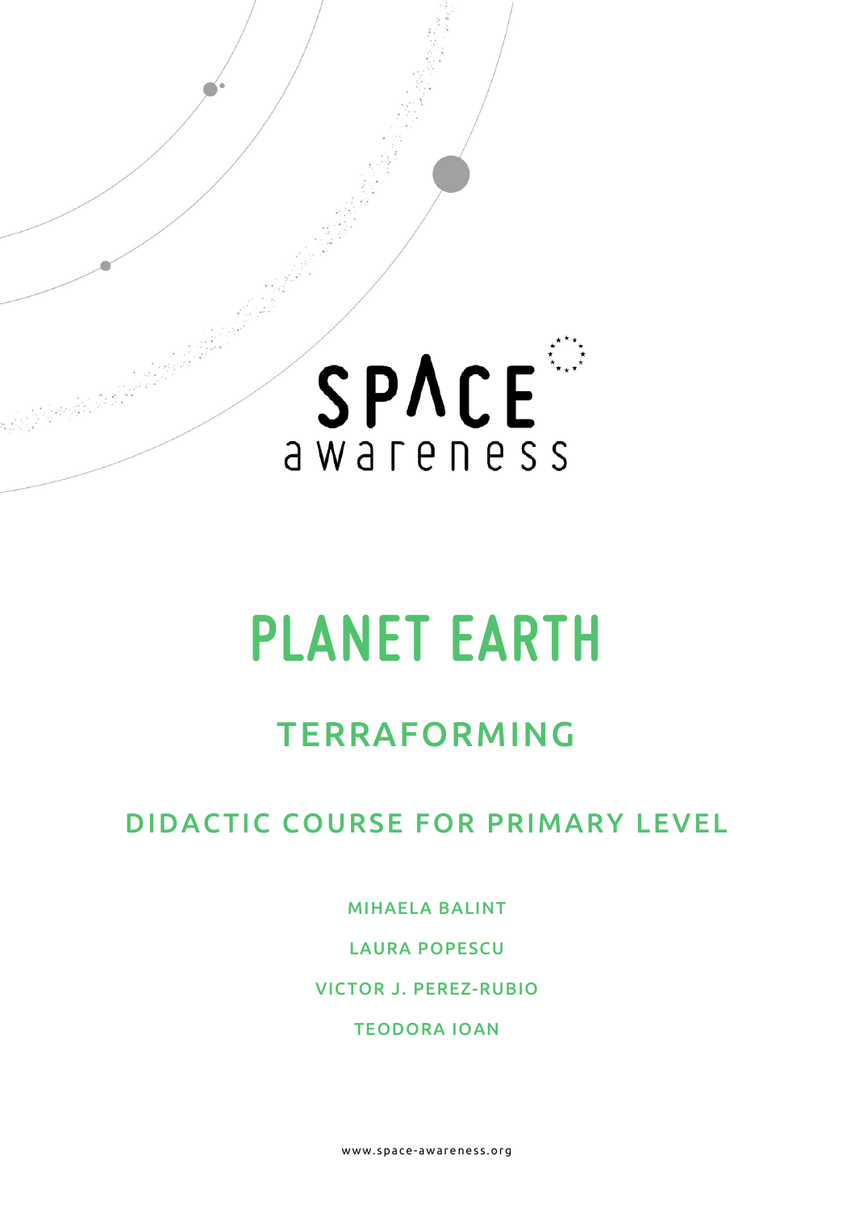SPACE awareness

# PLANET EARTH

## TERRAFORMING

### DIDACTIC COURSE FOR PRIMARY LEVEL

MIHAELA BALINT

LAURA POPESCU

VICTOR J. PEREZ-RUBIO

TEODORA IOAN

www.space-awareness.org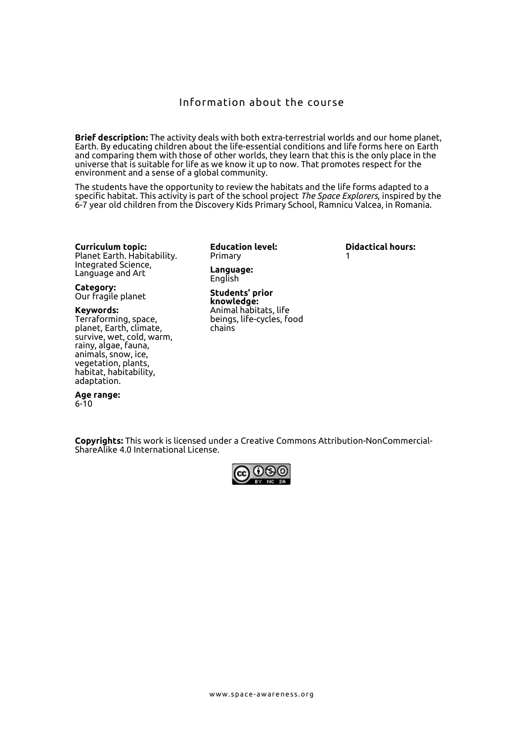# Information about the course

**Brief description:** The activity deals with both extra-terrestrial worlds and our home planet, Earth. By educating children about the life-essential conditions and life forms here on Earth and comparing them with those of other worlds, they learn that this is the only place in the universe that is suitable for life as we know it up to now. That promotes respect for the environment and a sense of a global community.

The students have the opportunity to review the habitats and the life forms adapted to a specific habitat. This activity is part of the school project *The Space Explorers*, inspired by the 6-7 year old children from the Discovery Kids Primary School, Ramnicu Valcea, in Romania.

**Curriculum topic:**
Planet Earth. Habitability. Integrated Science, Language and Art

**Category:**
Our fragile planet

**Keywords:**
Terraforming, space, planet, Earth, climate, survive, wet, cold, warm, rainy, algae, fauna, animals, snow, ice, vegetation, plants, habitat, habitability, adaptation.

**Age range:**
6-10

**Education level:**
Primary

**Language:**
English

**Students' prior knowledge:**
Animal habitats, life beings, life-cycles, food chains

**Didactical hours:**
1

**Copyrights:** This work is licensed under a Creative Commons Attribution-NonCommercial-ShareAlike 4.0 International License.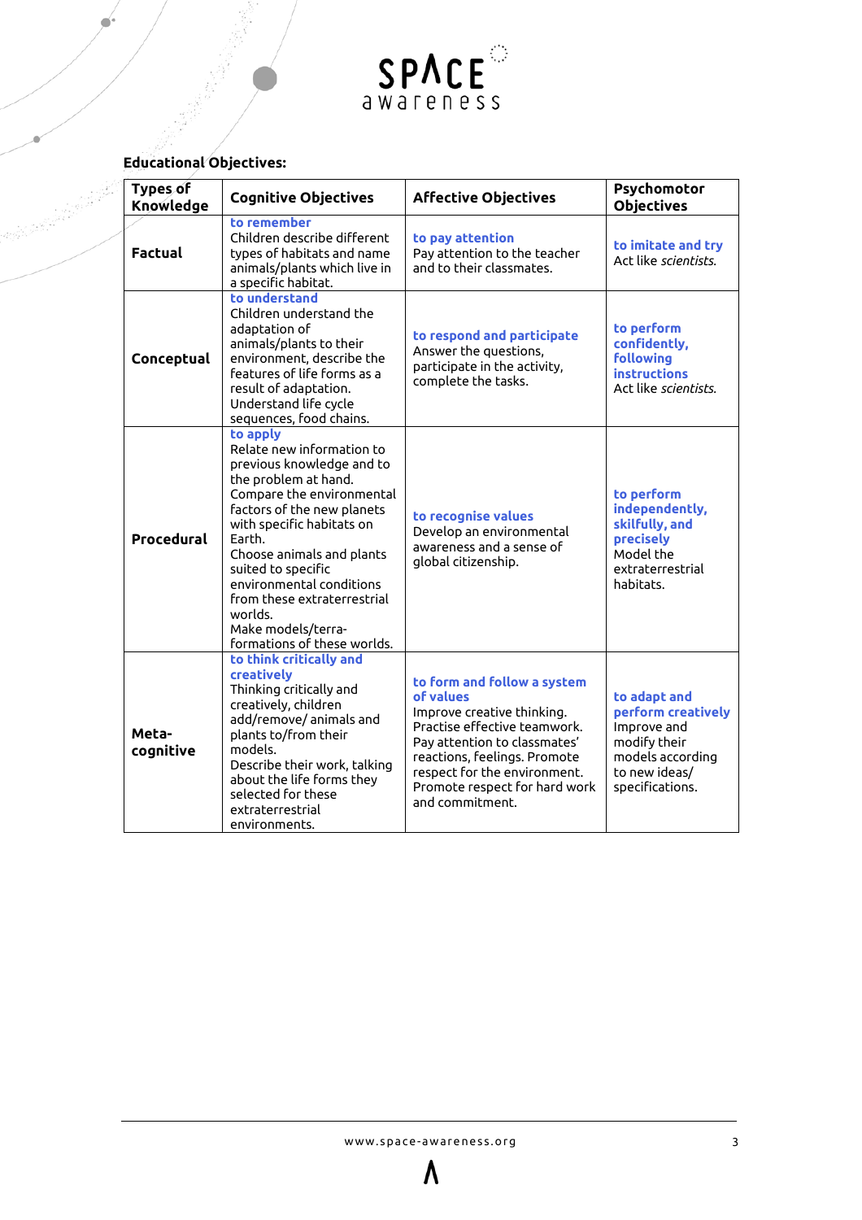**Educational Objectives:**

| Types of Knowledge | Cognitive Objectives | Affective Objectives | Psychomotor Objectives |
|---|---|---|---|
| **Factual** | **to remember** Children describe different types of habitats and name animals/plants which live in a specific habitat. | **to pay attention** Pay attention to the teacher and to their classmates. | **to imitate and try** Act like *scientists.* |
| **Conceptual** | **to understand** Children understand the adaptation of animals/plants to their environment, describe the features of life forms as a result of adaptation. Understand life cycle sequences, food chains. | **to respond and participate** Answer the questions, participate in the activity, complete the tasks. | **to perform confidently, following instructions** Act like *scientists.* |
| **Procedural** | **to apply** Relate new information to previous knowledge and to the problem at hand. Compare the environmental factors of the new planets with specific habitats on Earth. Choose animals and plants suited to specific environmental conditions from these extraterrestrial worlds. Make models/terra-formations of these worlds. | **to recognise values** Develop an environmental awareness and a sense of global citizenship. | **to perform independently, skilfully, and precisely** Model the extraterrestrial habitats. |
| **Meta-cognitive** | **to think critically and creatively** Thinking critically and creatively, children add/remove/ animals and plants to/from their models. Describe their work, talking about the life forms they selected for these extraterrestrial environments. | **to form and follow a system of values** Improve creative thinking. Practise effective teamwork. Pay attention to classmates' reactions, feelings. Promote respect for the environment. Promote respect for hard work and commitment. | **to adapt and perform creatively** Improve and modify their models according to new ideas/ specifications. |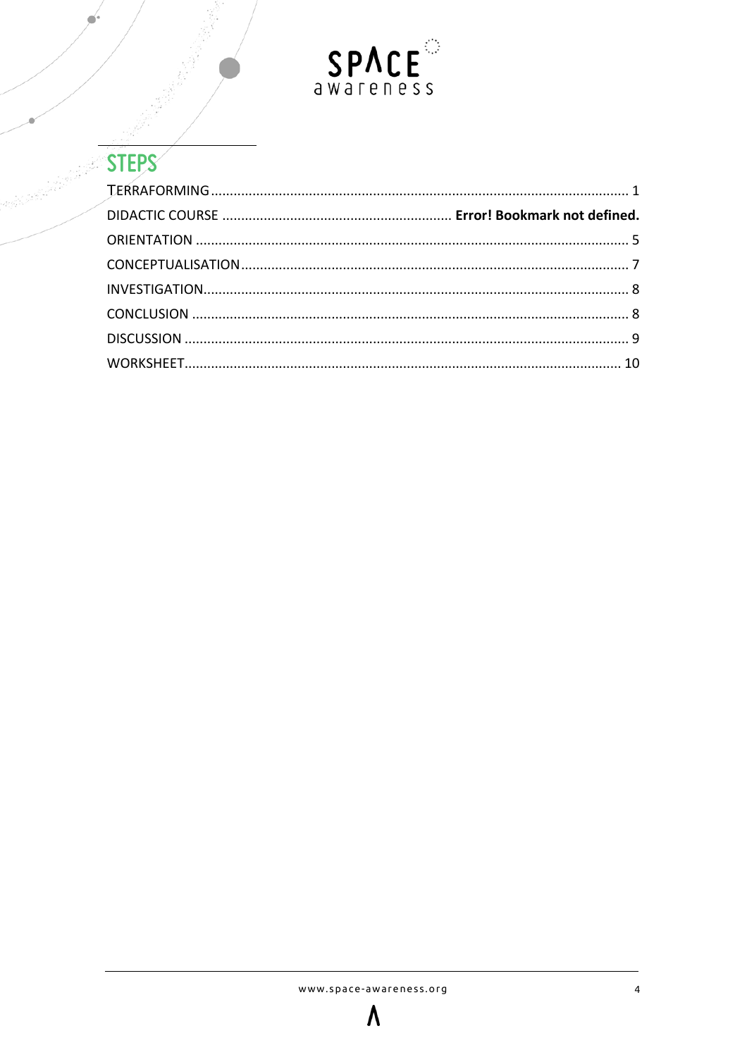## STEPS

TERRAFORMING .................................................................................................... 1
DIDACTIC COURSE ............................................................ **Error! Bookmark not defined.**
ORIENTATION ...................................................................................................... 5
CONCEPTUALISATION ......................................................................................... 7
INVESTIGATION ................................................................................................... 8
CONCLUSION ...................................................................................................... 8
DISCUSSION ........................................................................................................ 9
WORKSHEET ...................................................................................................... 10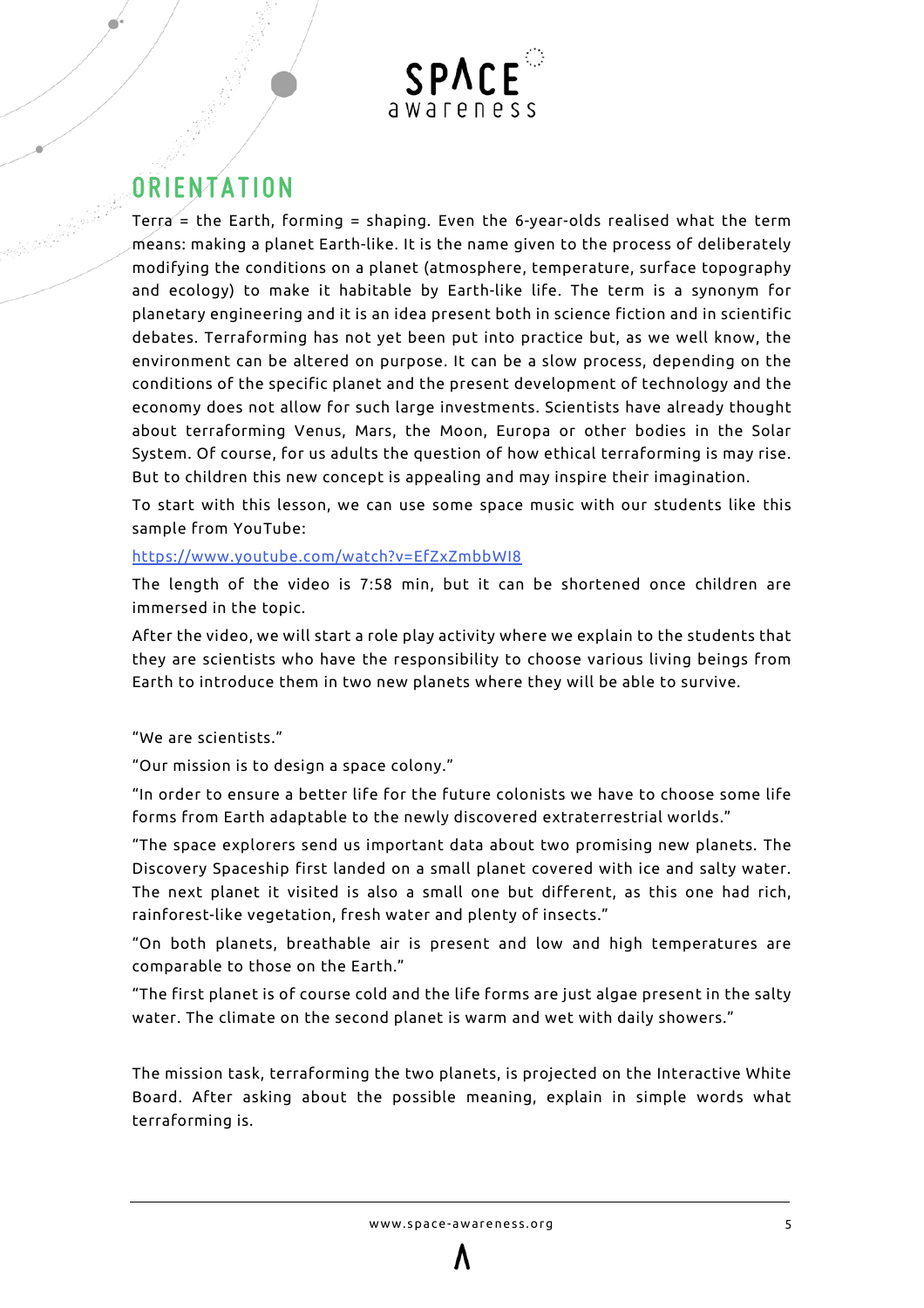## ORIENTATION

Terra = the Earth, forming = shaping. Even the 6-year-olds realised what the term means: making a planet Earth-like. It is the name given to the process of deliberately modifying the conditions on a planet (atmosphere, temperature, surface topography and ecology) to make it habitable by Earth-like life. The term is a synonym for planetary engineering and it is an idea present both in science fiction and in scientific debates. Terraforming has not yet been put into practice but, as we well know, the environment can be altered on purpose. It can be a slow process, depending on the conditions of the specific planet and the present development of technology and the economy does not allow for such large investments. Scientists have already thought about terraforming Venus, Mars, the Moon, Europa or other bodies in the Solar System. Of course, for us adults the question of how ethical terraforming is may rise. But to children this new concept is appealing and may inspire their imagination.

To start with this lesson, we can use some space music with our students like this sample from YouTube:

https://www.youtube.com/watch?v=EfZxZmbbWI8

The length of the video is 7:58 min, but it can be shortened once children are immersed in the topic.

After the video, we will start a role play activity where we explain to the students that they are scientists who have the responsibility to choose various living beings from Earth to introduce them in two new planets where they will be able to survive.

"We are scientists."

"Our mission is to design a space colony."

"In order to ensure a better life for the future colonists we have to choose some life forms from Earth adaptable to the newly discovered extraterrestrial worlds."

"The space explorers send us important data about two promising new planets. The Discovery Spaceship first landed on a small planet covered with ice and salty water. The next planet it visited is also a small one but different, as this one had rich, rainforest-like vegetation, fresh water and plenty of insects."

"On both planets, breathable air is present and low and high temperatures are comparable to those on the Earth."

"The first planet is of course cold and the life forms are just algae present in the salty water. The climate on the second planet is warm and wet with daily showers."

The mission task, terraforming the two planets, is projected on the Interactive White Board. After asking about the possible meaning, explain in simple words what terraforming is.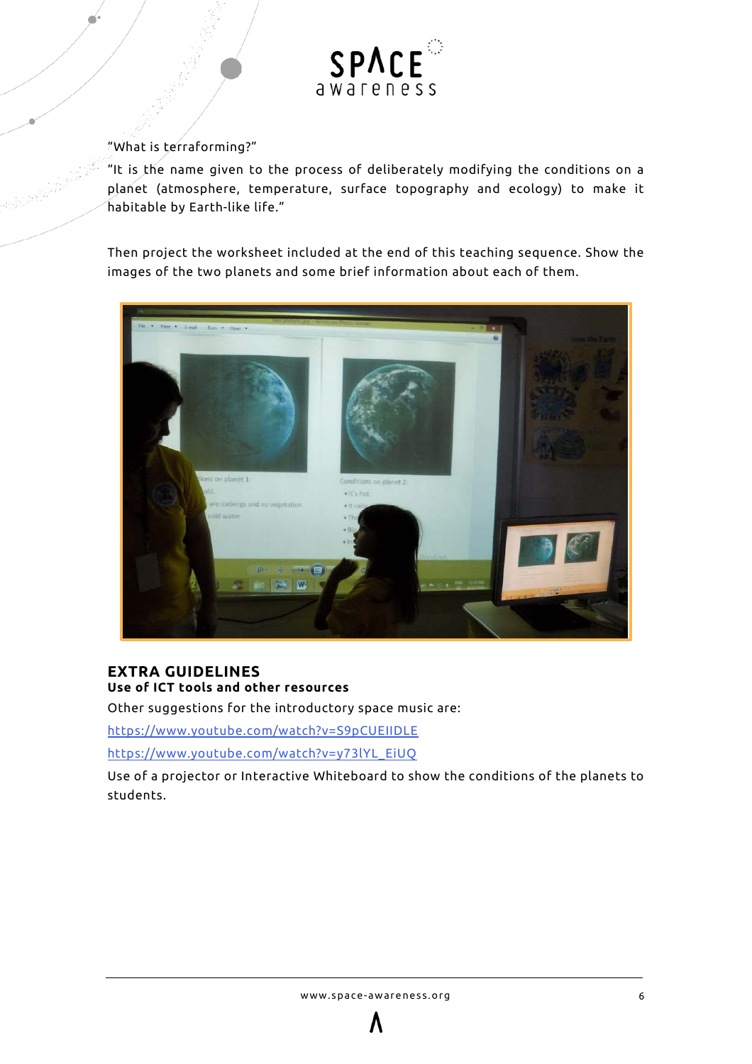"What is terraforming?"

"It is the name given to the process of deliberately modifying the conditions on a planet (atmosphere, temperature, surface topography and ecology) to make it habitable by Earth-like life."

Then project the worksheet included at the end of this teaching sequence. Show the images of the two planets and some brief information about each of them.

## EXTRA GUIDELINES

**Use of ICT tools and other resources**

Other suggestions for the introductory space music are:

https://www.youtube.com/watch?v=S9pCUEIIDLE

https://www.youtube.com/watch?v=y73lYL_EiUQ

Use of a projector or Interactive Whiteboard to show the conditions of the planets to students.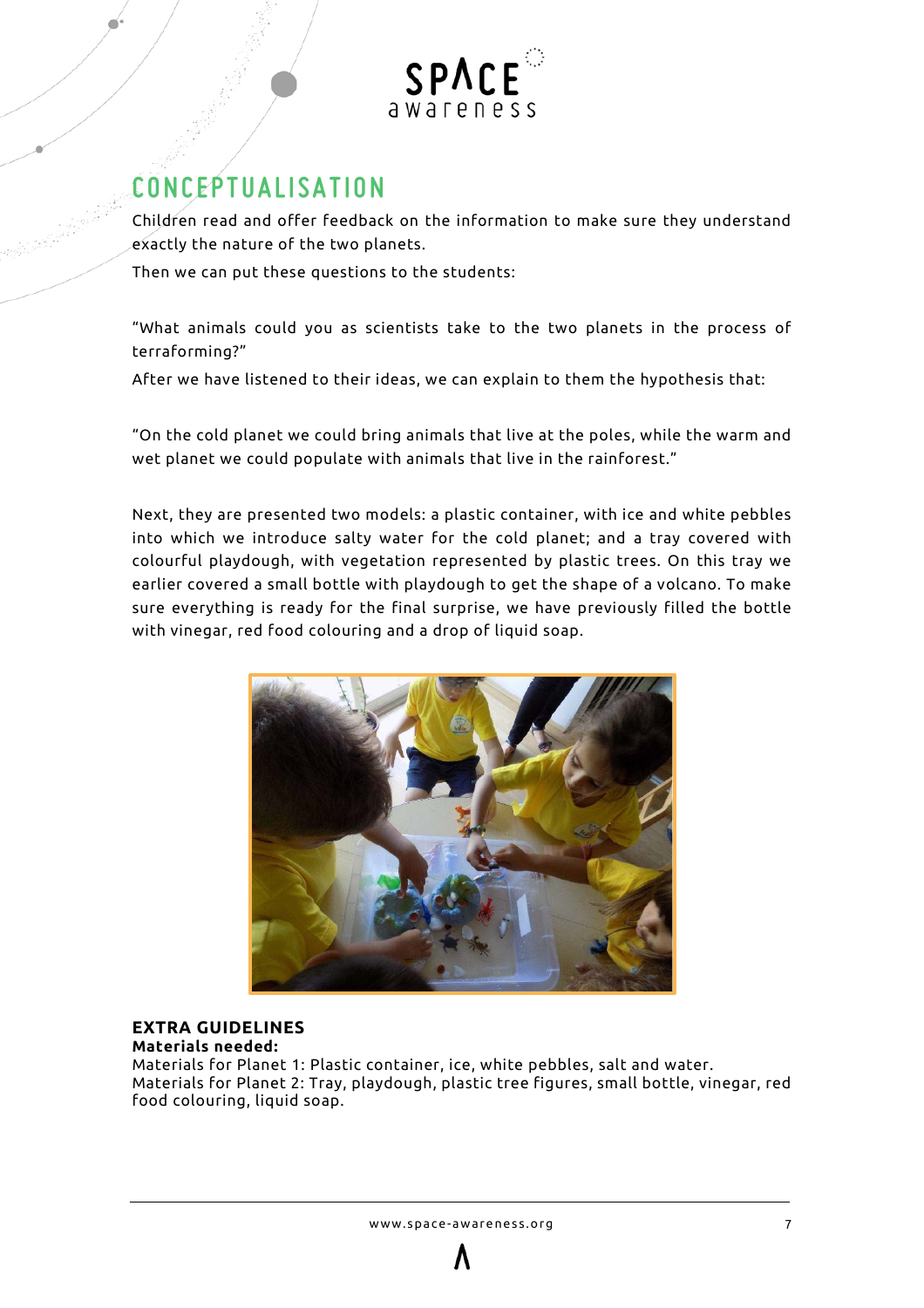## CONCEPTUALISATION

Children read and offer feedback on the information to make sure they understand exactly the nature of the two planets.

Then we can put these questions to the students:

"What animals could you as scientists take to the two planets in the process of terraforming?"

After we have listened to their ideas, we can explain to them the hypothesis that:

"On the cold planet we could bring animals that live at the poles, while the warm and wet planet we could populate with animals that live in the rainforest."

Next, they are presented two models: a plastic container, with ice and white pebbles into which we introduce salty water for the cold planet; and a tray covered with colourful playdough, with vegetation represented by plastic trees. On this tray we earlier covered a small bottle with playdough to get the shape of a volcano. To make sure everything is ready for the final surprise, we have previously filled the bottle with vinegar, red food colouring and a drop of liquid soap.

### EXTRA GUIDELINES

**Materials needed:**

Materials for Planet 1: Plastic container, ice, white pebbles, salt and water.
Materials for Planet 2: Tray, playdough, plastic tree figures, small bottle, vinegar, red food colouring, liquid soap.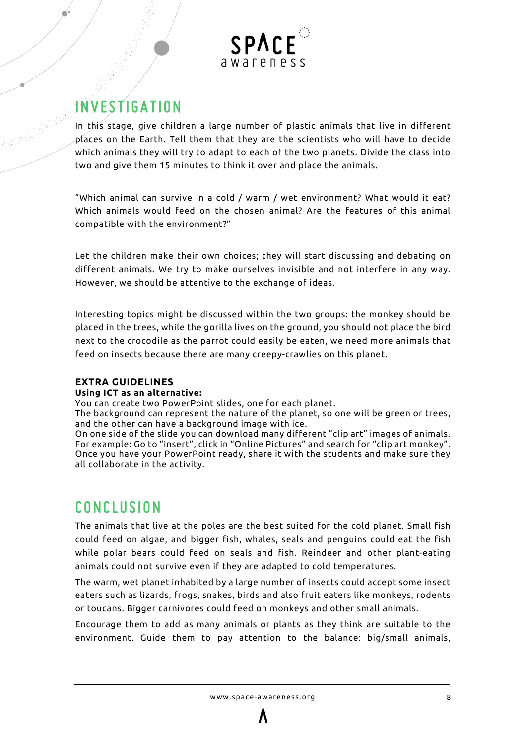## INVESTIGATION

In this stage, give children a large number of plastic animals that live in different places on the Earth. Tell them that they are the scientists who will have to decide which animals they will try to adapt to each of the two planets. Divide the class into two and give them 15 minutes to think it over and place the animals.

"Which animal can survive in a cold / warm / wet environment? What would it eat? Which animals would feed on the chosen animal? Are the features of this animal compatible with the environment?"

Let the children make their own choices; they will start discussing and debating on different animals. We try to make ourselves invisible and not interfere in any way. However, we should be attentive to the exchange of ideas.

Interesting topics might be discussed within the two groups: the monkey should be placed in the trees, while the gorilla lives on the ground, you should not place the bird next to the crocodile as the parrot could easily be eaten, we need more animals that feed on insects because there are many creepy-crawlies on this planet.

**EXTRA GUIDELINES**

**Using ICT as an alternative:**

You can create two PowerPoint slides, one for each planet.
The background can represent the nature of the planet, so one will be green or trees, and the other can have a background image with ice.
On one side of the slide you can download many different "clip art" images of animals. For example: Go to "insert", click in "Online Pictures" and search for "clip art monkey". Once you have your PowerPoint ready, share it with the students and make sure they all collaborate in the activity.

## CONCLUSION

The animals that live at the poles are the best suited for the cold planet. Small fish could feed on algae, and bigger fish, whales, seals and penguins could eat the fish while polar bears could feed on seals and fish. Reindeer and other plant-eating animals could not survive even if they are adapted to cold temperatures.

The warm, wet planet inhabited by a large number of insects could accept some insect eaters such as lizards, frogs, snakes, birds and also fruit eaters like monkeys, rodents or toucans. Bigger carnivores could feed on monkeys and other small animals.

Encourage them to add as many animals or plants as they think are suitable to the environment. Guide them to pay attention to the balance: big/small animals,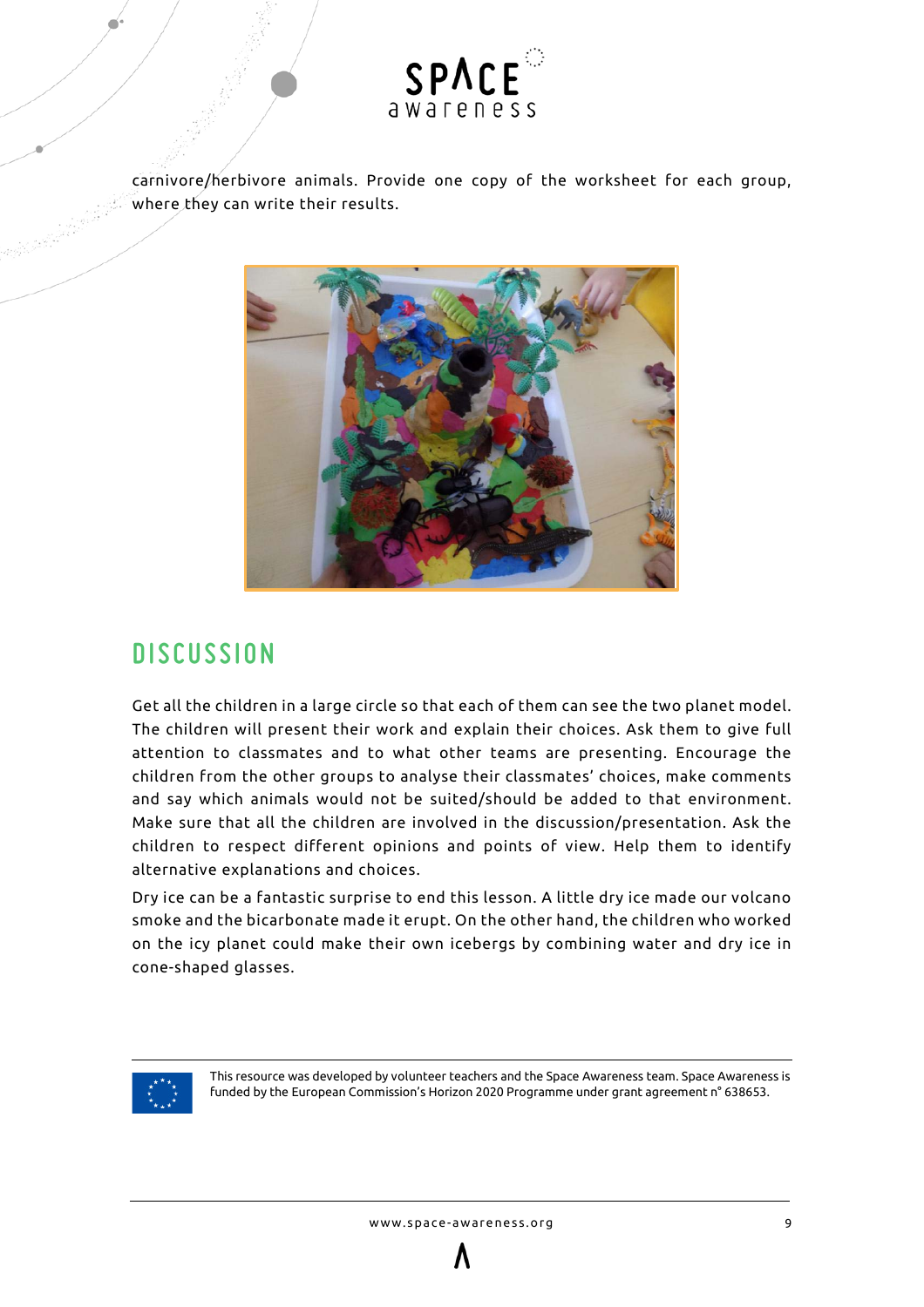carnivore/herbivore animals. Provide one copy of the worksheet for each group, where they can write their results.

## DISCUSSION

Get all the children in a large circle so that each of them can see the two planet model. The children will present their work and explain their choices. Ask them to give full attention to classmates and to what other teams are presenting. Encourage the children from the other groups to analyse their classmates' choices, make comments and say which animals would not be suited/should be added to that environment. Make sure that all the children are involved in the discussion/presentation. Ask the children to respect different opinions and points of view. Help them to identify alternative explanations and choices.

Dry ice can be a fantastic surprise to end this lesson. A little dry ice made our volcano smoke and the bicarbonate made it erupt. On the other hand, the children who worked on the icy planet could make their own icebergs by combining water and dry ice in cone-shaped glasses.

This resource was developed by volunteer teachers and the Space Awareness team. Space Awareness is funded by the European Commission's Horizon 2020 Programme under grant agreement n° 638653.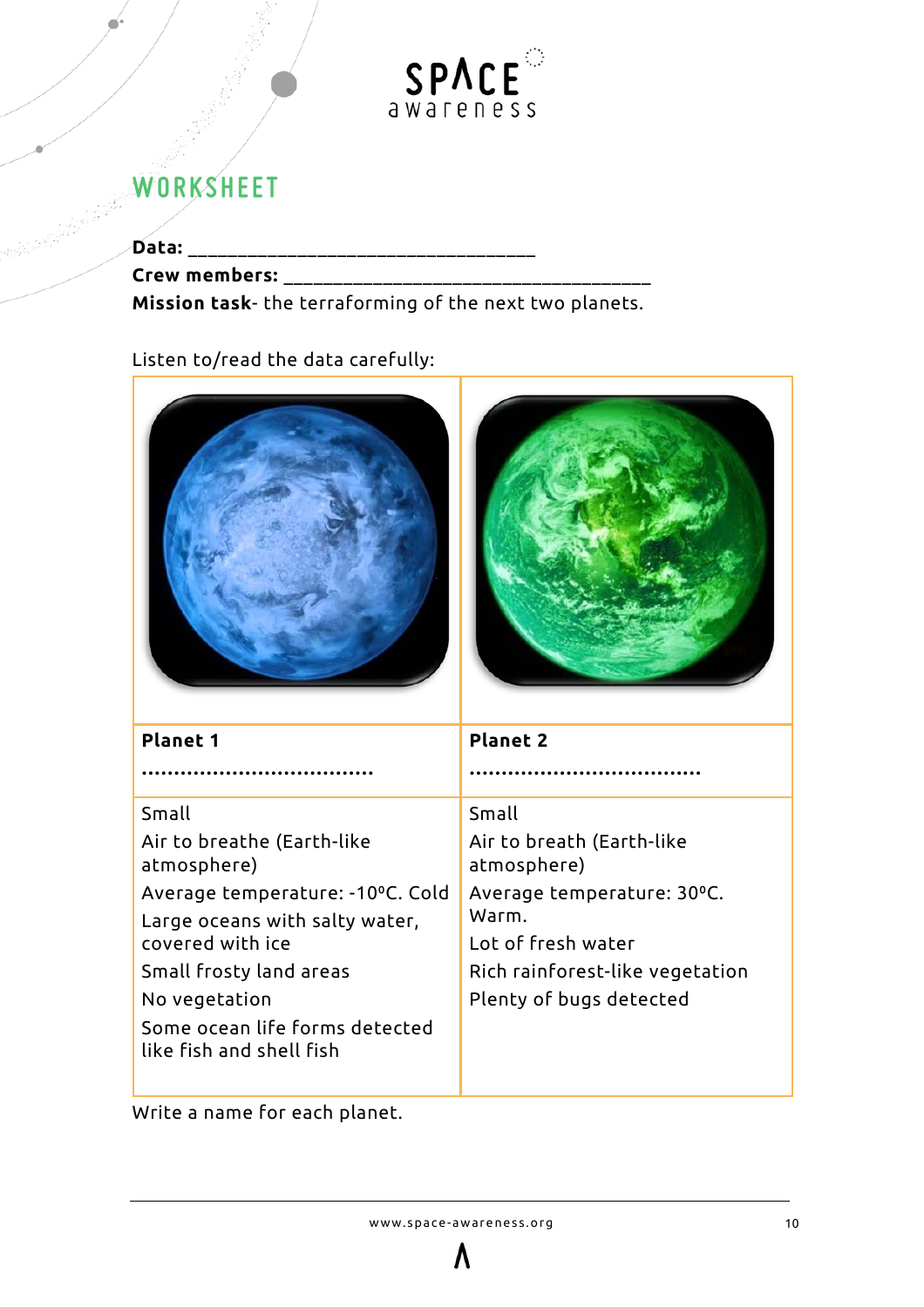## WORKSHEET

**Data:** ___________________________________

**Crew members:** ____________________________________

**Mission task**- the terraforming of the next two planets.

Listen to/read the data carefully:

| **Planet 1** ………………………………… | **Planet 2** ………………………………… |
|---|---|
| Small<br>Air to breathe (Earth-like atmosphere)<br>Average temperature: -10ºC. Cold<br>Large oceans with salty water, covered with ice<br>Small frosty land areas<br>No vegetation<br>Some ocean life forms detected like fish and shell fish | Small<br>Air to breath (Earth-like atmosphere)<br>Average temperature: 30ºC. Warm.<br>Lot of fresh water<br>Rich rainforest-like vegetation<br>Plenty of bugs detected |

Write a name for each planet.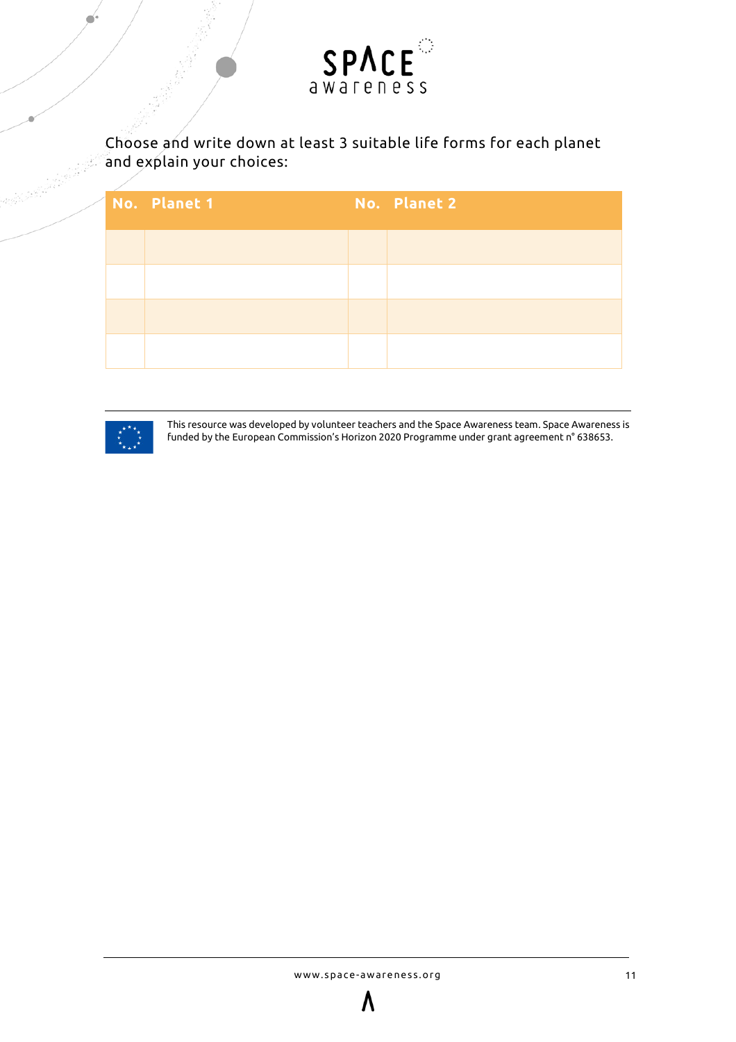Choose and write down at least 3 suitable life forms for each planet and explain your choices:

| No. | Planet 1 | No. | Planet 2 |
| --- | --- | --- | --- |
| | | | |
| | | | |
| | | | |
| | | | |

This resource was developed by volunteer teachers and the Space Awareness team. Space Awareness is funded by the European Commission's Horizon 2020 Programme under grant agreement n° 638653.